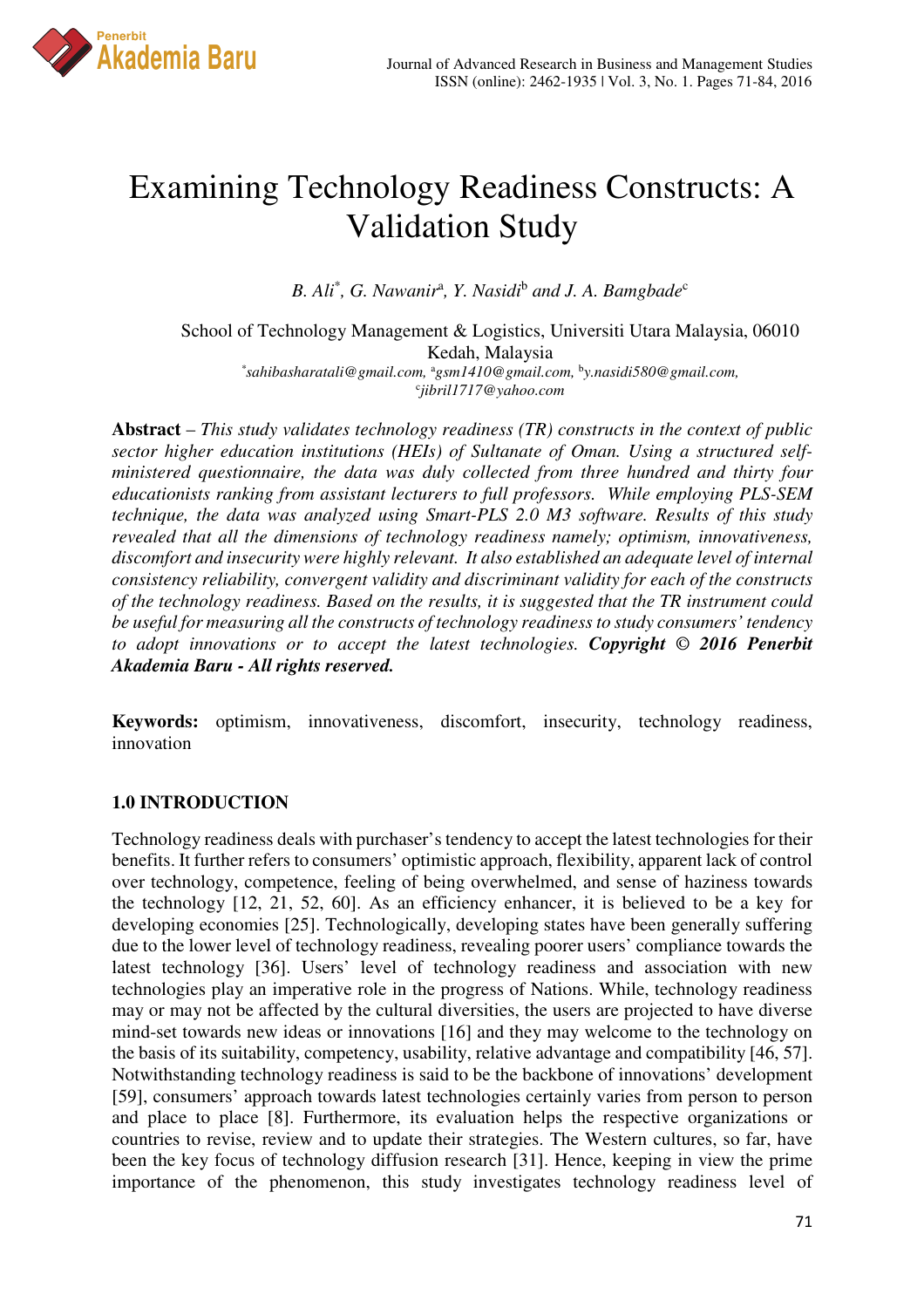# Examining Technology Readiness Constructs: A Validation Study

*B. Ali*[*], G. Nawanir[a], Y. Nasidi[b] and J. A. Bambgade[c]*

School of Technology Management & Logistics, Universiti Utara Malaysia, 06010 Kedah, Malaysia

[*]*sahibasharatali@gmail.com*, [a]*gsm1410@gmail.com*, [b]*y.nasidi580@gmail.com*, [c]*jibril1717@yahoo.com*

**Abstract** – *This study validates technology readiness (TR) constructs in the context of public sector higher education institutions (HEIs) of Sultanate of Oman. Using a structured self-ministered questionnaire, the data was duly collected from three hundred and thirty four educationists ranking from assistant lecturers to full professors. While employing PLS-SEM technique, the data was analyzed using Smart-PLS 2.0 M3 software. Results of this study revealed that all the dimensions of technology readiness namely; optimism, innovativeness, discomfort and insecurity were highly relevant. It also established an adequate level of internal consistency reliability, convergent validity and discriminant validity for each of the constructs of the technology readiness. Based on the results, it is suggested that the TR instrument could be useful for measuring all the constructs of technology readiness to study consumers' tendency to adopt innovations or to accept the latest technologies.* ***Copyright © 2016 Penerbit Akademia Baru - All rights reserved.***

**Keywords:** optimism, innovativeness, discomfort, insecurity, technology readiness, innovation

## 1.0 INTRODUCTION

Technology readiness deals with purchaser's tendency to accept the latest technologies for their benefits. It further refers to consumers' optimistic approach, flexibility, apparent lack of control over technology, competence, feeling of being overwhelmed, and sense of haziness towards the technology [12, 21, 52, 60]. As an efficiency enhancer, it is believed to be a key for developing economies [25]. Technologically, developing states have been generally suffering due to the lower level of technology readiness, revealing poorer users' compliance towards the latest technology [36]. Users' level of technology readiness and association with new technologies play an imperative role in the progress of Nations. While, technology readiness may or may not be affected by the cultural diversities, the users are projected to have diverse mind-set towards new ideas or innovations [16] and they may welcome to the technology on the basis of its suitability, competency, usability, relative advantage and compatibility [46, 57]. Notwithstanding technology readiness is said to be the backbone of innovations' development [59], consumers' approach towards latest technologies certainly varies from person to person and place to place [8]. Furthermore, its evaluation helps the respective organizations or countries to revise, review and to update their strategies. The Western cultures, so far, have been the key focus of technology diffusion research [31]. Hence, keeping in view the prime importance of the phenomenon, this study investigates technology readiness level of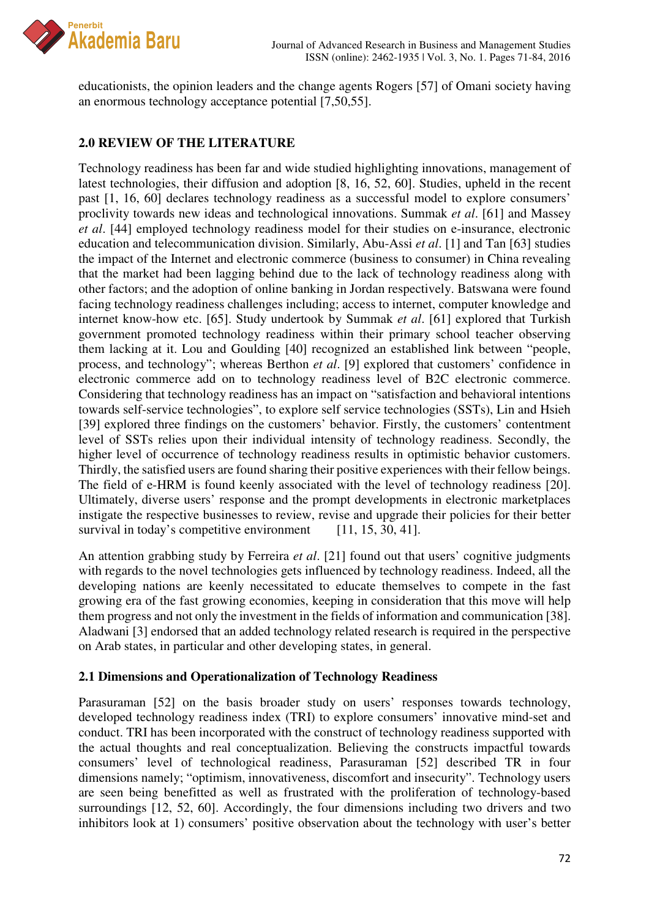educationists, the opinion leaders and the change agents Rogers [57] of Omani society having an enormous technology acceptance potential [7,50,55].

## 2.0 REVIEW OF THE LITERATURE

Technology readiness has been far and wide studied highlighting innovations, management of latest technologies, their diffusion and adoption [8, 16, 52, 60]. Studies, upheld in the recent past [1, 16, 60] declares technology readiness as a successful model to explore consumers' proclivity towards new ideas and technological innovations. Summak *et al*. [61] and Massey *et al*. [44] employed technology readiness model for their studies on e-insurance, electronic education and telecommunication division. Similarly, Abu-Assi *et al*. [1] and Tan [63] studies the impact of the Internet and electronic commerce (business to consumer) in China revealing that the market had been lagging behind due to the lack of technology readiness along with other factors; and the adoption of online banking in Jordan respectively. Batswana were found facing technology readiness challenges including; access to internet, computer knowledge and internet know-how etc. [65]. Study undertook by Summak *et al*. [61] explored that Turkish government promoted technology readiness within their primary school teacher observing them lacking at it. Lou and Goulding [40] recognized an established link between "people, process, and technology"; whereas Berthon *et al*. [9] explored that customers' confidence in electronic commerce add on to technology readiness level of B2C electronic commerce. Considering that technology readiness has an impact on "satisfaction and behavioral intentions towards self-service technologies", to explore self service technologies (SSTs), Lin and Hsieh [39] explored three findings on the customers' behavior. Firstly, the customers' contentment level of SSTs relies upon their individual intensity of technology readiness. Secondly, the higher level of occurrence of technology readiness results in optimistic behavior customers. Thirdly, the satisfied users are found sharing their positive experiences with their fellow beings. The field of e-HRM is found keenly associated with the level of technology readiness [20]. Ultimately, diverse users' response and the prompt developments in electronic marketplaces instigate the respective businesses to review, revise and upgrade their policies for their better survival in today's competitive environment [11, 15, 30, 41].

An attention grabbing study by Ferreira *et al*. [21] found out that users' cognitive judgments with regards to the novel technologies gets influenced by technology readiness. Indeed, all the developing nations are keenly necessitated to educate themselves to compete in the fast growing era of the fast growing economies, keeping in consideration that this move will help them progress and not only the investment in the fields of information and communication [38]. Aladwani [3] endorsed that an added technology related research is required in the perspective on Arab states, in particular and other developing states, in general.

### 2.1 Dimensions and Operationalization of Technology Readiness

Parasuraman [52] on the basis broader study on users' responses towards technology, developed technology readiness index (TRI) to explore consumers' innovative mind-set and conduct. TRI has been incorporated with the construct of technology readiness supported with the actual thoughts and real conceptualization. Believing the constructs impactful towards consumers' level of technological readiness, Parasuraman [52] described TR in four dimensions namely; "optimism, innovativeness, discomfort and insecurity". Technology users are seen being benefitted as well as frustrated with the proliferation of technology-based surroundings [12, 52, 60]. Accordingly, the four dimensions including two drivers and two inhibitors look at 1) consumers' positive observation about the technology with user's better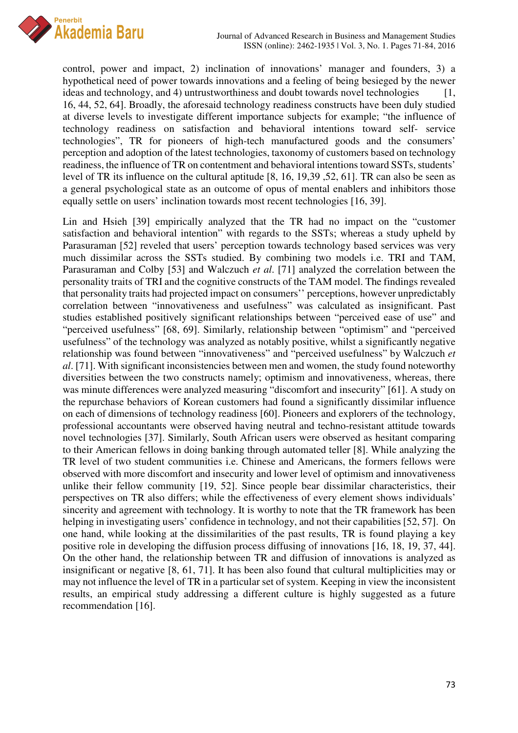control, power and impact, 2) inclination of innovations' manager and founders, 3) a hypothetical need of power towards innovations and a feeling of being besieged by the newer ideas and technology, and 4) untrustworthiness and doubt towards novel technologies [1, 16, 44, 52, 64]. Broadly, the aforesaid technology readiness constructs have been duly studied at diverse levels to investigate different importance subjects for example; "the influence of technology readiness on satisfaction and behavioral intentions toward self- service technologies", TR for pioneers of high-tech manufactured goods and the consumers' perception and adoption of the latest technologies, taxonomy of customers based on technology readiness, the influence of TR on contentment and behavioral intentions toward SSTs, students' level of TR its influence on the cultural aptitude [8, 16, 19,39 ,52, 61]. TR can also be seen as a general psychological state as an outcome of opus of mental enablers and inhibitors those equally settle on users' inclination towards most recent technologies [16, 39].

Lin and Hsieh [39] empirically analyzed that the TR had no impact on the "customer satisfaction and behavioral intention" with regards to the SSTs; whereas a study upheld by Parasuraman [52] reveled that users' perception towards technology based services was very much dissimilar across the SSTs studied. By combining two models i.e. TRI and TAM, Parasuraman and Colby [53] and Walczuch *et al*. [71] analyzed the correlation between the personality traits of TRI and the cognitive constructs of the TAM model. The findings revealed that personality traits had projected impact on consumers'' perceptions, however unpredictably correlation between "innovativeness and usefulness" was calculated as insignificant. Past studies established positively significant relationships between "perceived ease of use" and "perceived usefulness" [68, 69]. Similarly, relationship between "optimism" and "perceived usefulness" of the technology was analyzed as notably positive, whilst a significantly negative relationship was found between "innovativeness" and "perceived usefulness" by Walczuch *et al*. [71]. With significant inconsistencies between men and women, the study found noteworthy diversities between the two constructs namely; optimism and innovativeness, whereas, there was minute differences were analyzed measuring "discomfort and insecurity" [61]. A study on the repurchase behaviors of Korean customers had found a significantly dissimilar influence on each of dimensions of technology readiness [60]. Pioneers and explorers of the technology, professional accountants were observed having neutral and techno-resistant attitude towards novel technologies [37]. Similarly, South African users were observed as hesitant comparing to their American fellows in doing banking through automated teller [8]. While analyzing the TR level of two student communities i.e. Chinese and Americans, the formers fellows were observed with more discomfort and insecurity and lower level of optimism and innovativeness unlike their fellow community [19, 52]. Since people bear dissimilar characteristics, their perspectives on TR also differs; while the effectiveness of every element shows individuals' sincerity and agreement with technology. It is worthy to note that the TR framework has been helping in investigating users' confidence in technology, and not their capabilities [52, 57]. On one hand, while looking at the dissimilarities of the past results, TR is found playing a key positive role in developing the diffusion process diffusing of innovations [16, 18, 19, 37, 44]. On the other hand, the relationship between TR and diffusion of innovations is analyzed as insignificant or negative [8, 61, 71]. It has been also found that cultural multiplicities may or may not influence the level of TR in a particular set of system. Keeping in view the inconsistent results, an empirical study addressing a different culture is highly suggested as a future recommendation [16].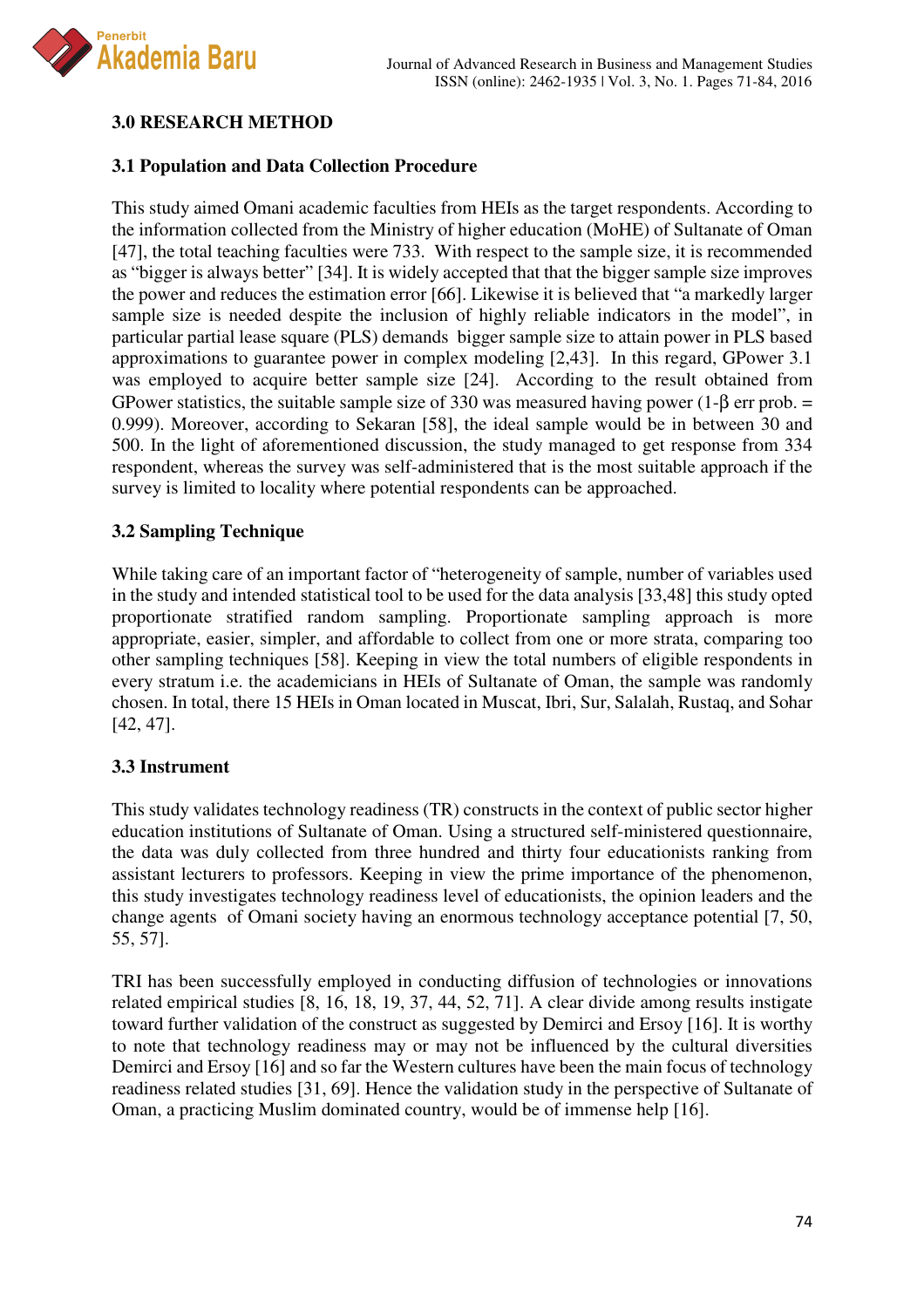## 3.0 RESEARCH METHOD

### 3.1 Population and Data Collection Procedure

This study aimed Omani academic faculties from HEIs as the target respondents. According to the information collected from the Ministry of higher education (MoHE) of Sultanate of Oman [47], the total teaching faculties were 733. With respect to the sample size, it is recommended as "bigger is always better" [34]. It is widely accepted that that the bigger sample size improves the power and reduces the estimation error [66]. Likewise it is believed that "a markedly larger sample size is needed despite the inclusion of highly reliable indicators in the model", in particular partial lease square (PLS) demands bigger sample size to attain power in PLS based approximations to guarantee power in complex modeling [2,43]. In this regard, GPower 3.1 was employed to acquire better sample size [24]. According to the result obtained from GPower statistics, the suitable sample size of 330 was measured having power (1-β err prob. = 0.999). Moreover, according to Sekaran [58], the ideal sample would be in between 30 and 500. In the light of aforementioned discussion, the study managed to get response from 334 respondent, whereas the survey was self-administered that is the most suitable approach if the survey is limited to locality where potential respondents can be approached.

### 3.2 Sampling Technique

While taking care of an important factor of "heterogeneity of sample, number of variables used in the study and intended statistical tool to be used for the data analysis [33,48] this study opted proportionate stratified random sampling. Proportionate sampling approach is more appropriate, easier, simpler, and affordable to collect from one or more strata, comparing too other sampling techniques [58]. Keeping in view the total numbers of eligible respondents in every stratum i.e. the academicians in HEIs of Sultanate of Oman, the sample was randomly chosen. In total, there 15 HEIs in Oman located in Muscat, Ibri, Sur, Salalah, Rustaq, and Sohar [42, 47].

### 3.3 Instrument

This study validates technology readiness (TR) constructs in the context of public sector higher education institutions of Sultanate of Oman. Using a structured self-ministered questionnaire, the data was duly collected from three hundred and thirty four educationists ranking from assistant lecturers to professors. Keeping in view the prime importance of the phenomenon, this study investigates technology readiness level of educationists, the opinion leaders and the change agents of Omani society having an enormous technology acceptance potential [7, 50, 55, 57].

TRI has been successfully employed in conducting diffusion of technologies or innovations related empirical studies [8, 16, 18, 19, 37, 44, 52, 71]. A clear divide among results instigate toward further validation of the construct as suggested by Demirci and Ersoy [16]. It is worthy to note that technology readiness may or may not be influenced by the cultural diversities Demirci and Ersoy [16] and so far the Western cultures have been the main focus of technology readiness related studies [31, 69]. Hence the validation study in the perspective of Sultanate of Oman, a practicing Muslim dominated country, would be of immense help [16].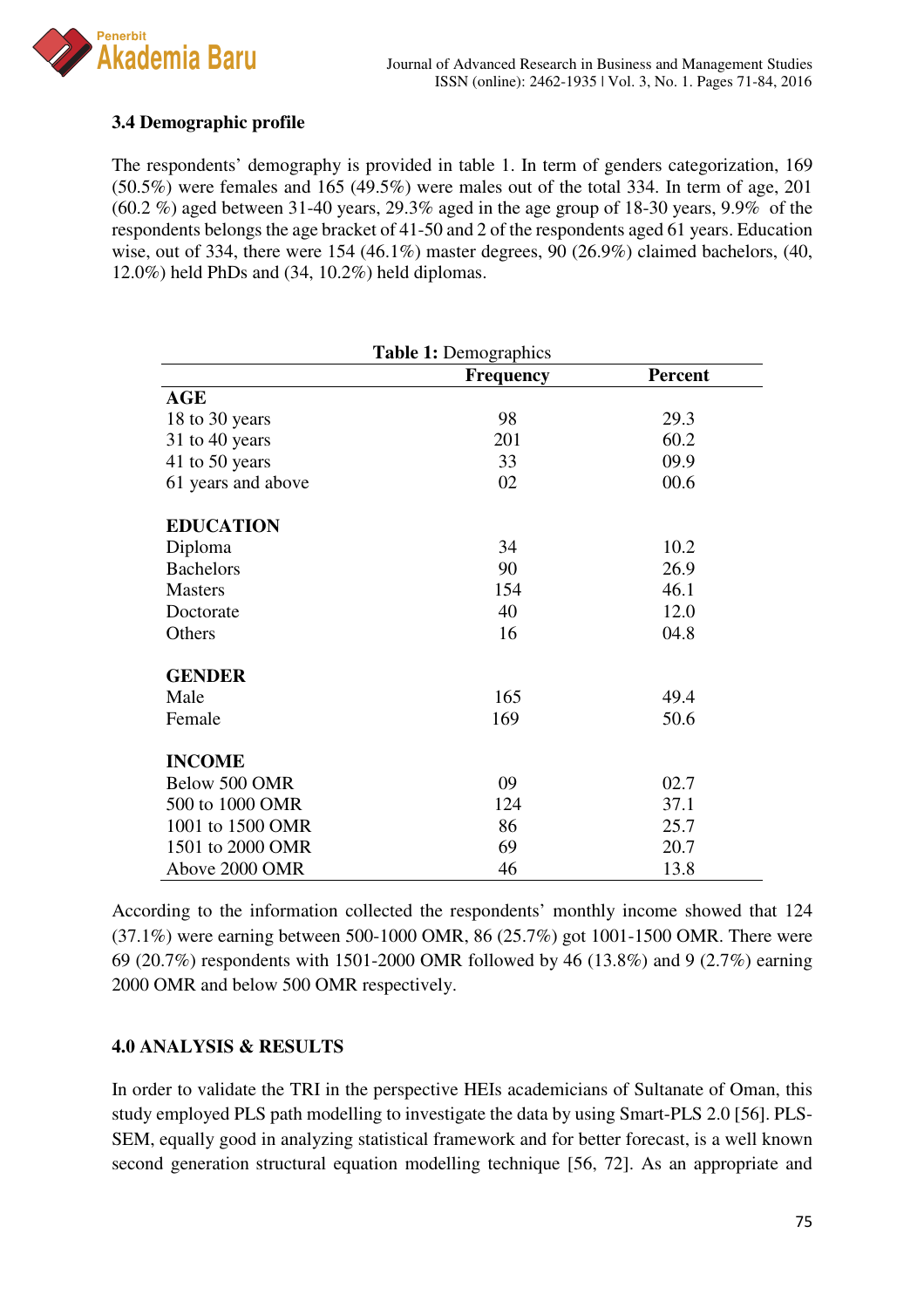### 3.4 Demographic profile

The respondents' demography is provided in table 1. In term of genders categorization, 169 (50.5%) were females and 165 (49.5%) were males out of the total 334. In term of age, 201 (60.2 %) aged between 31-40 years, 29.3% aged in the age group of 18-30 years, 9.9% of the respondents belongs the age bracket of 41-50 and 2 of the respondents aged 61 years. Education wise, out of 334, there were 154 (46.1%) master degrees, 90 (26.9%) claimed bachelors, (40, 12.0%) held PhDs and (34, 10.2%) held diplomas.

**Table 1:** Demographics

| | Frequency | Percent |
|---|---|---|
| **AGE** | | |
| 18 to 30 years | 98 | 29.3 |
| 31 to 40 years | 201 | 60.2 |
| 41 to 50 years | 33 | 09.9 |
| 61 years and above | 02 | 00.6 |
| **EDUCATION** | | |
| Diploma | 34 | 10.2 |
| Bachelors | 90 | 26.9 |
| Masters | 154 | 46.1 |
| Doctorate | 40 | 12.0 |
| Others | 16 | 04.8 |
| **GENDER** | | |
| Male | 165 | 49.4 |
| Female | 169 | 50.6 |
| **INCOME** | | |
| Below 500 OMR | 09 | 02.7 |
| 500 to 1000 OMR | 124 | 37.1 |
| 1001 to 1500 OMR | 86 | 25.7 |
| 1501 to 2000 OMR | 69 | 20.7 |
| Above 2000 OMR | 46 | 13.8 |

According to the information collected the respondents' monthly income showed that 124 (37.1%) were earning between 500-1000 OMR, 86 (25.7%) got 1001-1500 OMR. There were 69 (20.7%) respondents with 1501-2000 OMR followed by 46 (13.8%) and 9 (2.7%) earning 2000 OMR and below 500 OMR respectively.

## 4.0 ANALYSIS & RESULTS

In order to validate the TRI in the perspective HEIs academicians of Sultanate of Oman, this study employed PLS path modelling to investigate the data by using Smart-PLS 2.0 [56]. PLS-SEM, equally good in analyzing statistical framework and for better forecast, is a well known second generation structural equation modelling technique [56, 72]. As an appropriate and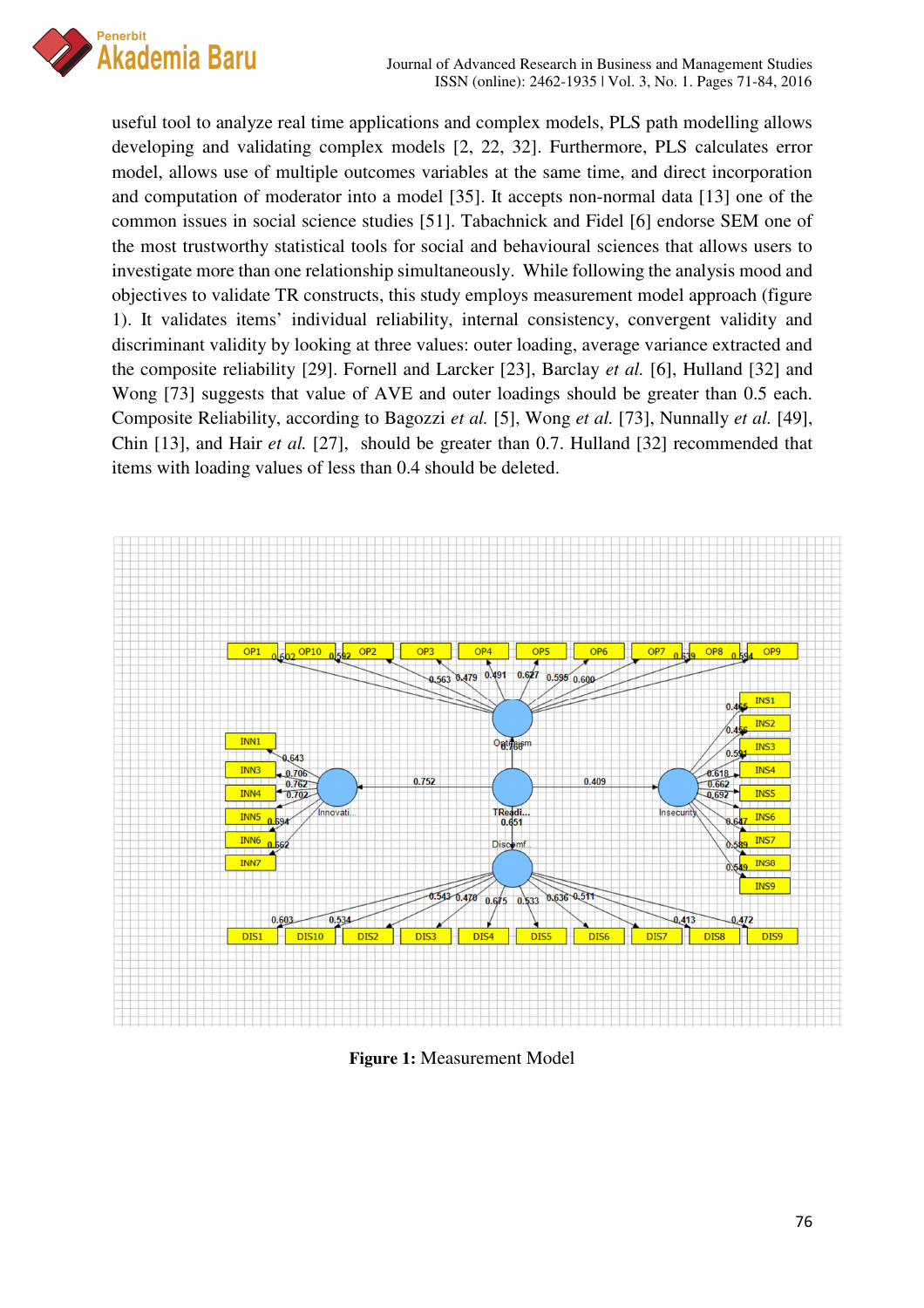useful tool to analyze real time applications and complex models, PLS path modelling allows developing and validating complex models [2, 22, 32]. Furthermore, PLS calculates error model, allows use of multiple outcomes variables at the same time, and direct incorporation and computation of moderator into a model [35]. It accepts non-normal data [13] one of the common issues in social science studies [51]. Tabachnick and Fidel [6] endorse SEM one of the most trustworthy statistical tools for social and behavioural sciences that allows users to investigate more than one relationship simultaneously. While following the analysis mood and objectives to validate TR constructs, this study employs measurement model approach (figure 1). It validates items' individual reliability, internal consistency, convergent validity and discriminant validity by looking at three values: outer loading, average variance extracted and the composite reliability [29]. Fornell and Larcker [23], Barclay *et al.* [6], Hulland [32] and Wong [73] suggests that value of AVE and outer loadings should be greater than 0.5 each. Composite Reliability, according to Bagozzi *et al.* [5], Wong *et al.* [73], Nunnally *et al.* [49], Chin [13], and Hair *et al.* [27], should be greater than 0.7. Hulland [32] recommended that items with loading values of less than 0.4 should be deleted.

**Figure 1:** Measurement Model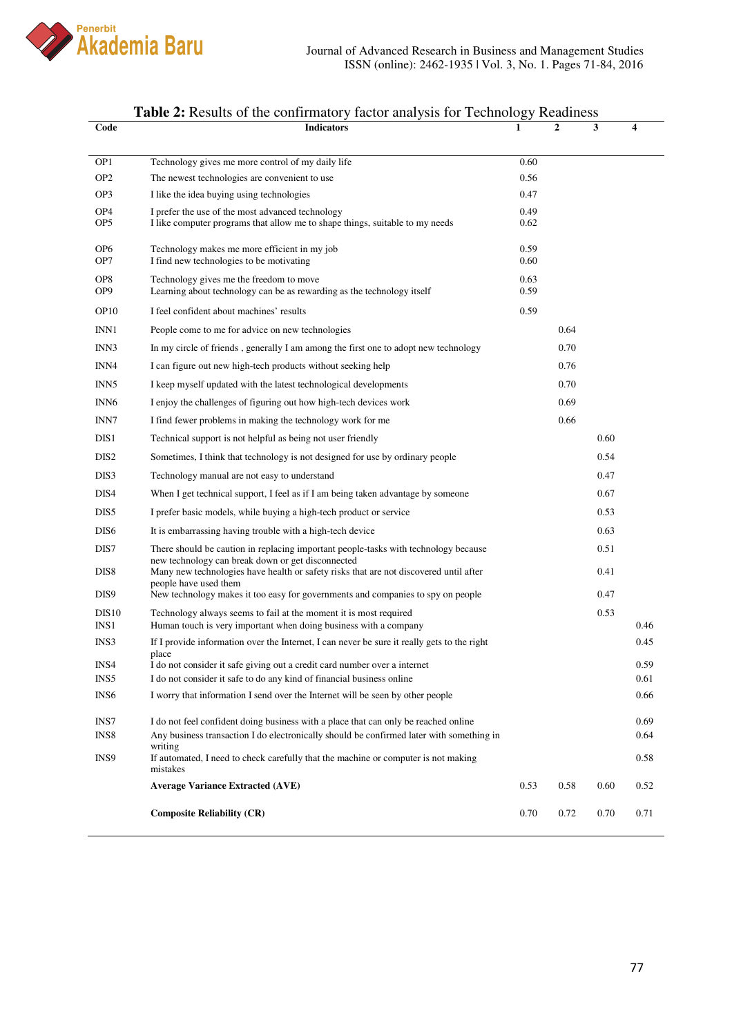**Table 2:** Results of the confirmatory factor analysis for Technology Readiness

| Code | Indicators | 1 | 2 | 3 | 4 |
|---|---|---|---|---|---|
| OP1 | Technology gives me more control of my daily life | 0.60 | | | |
| OP2 | The newest technologies are convenient to use | 0.56 | | | |
| OP3 | I like the idea buying using technologies | 0.47 | | | |
| OP4 | I prefer the use of the most advanced technology | 0.49 | | | |
| OP5 | I like computer programs that allow me to shape things, suitable to my needs | 0.62 | | | |
| OP6 | Technology makes me more efficient in my job | 0.59 | | | |
| OP7 | I find new technologies to be motivating | 0.60 | | | |
| OP8 | Technology gives me the freedom to move | 0.63 | | | |
| OP9 | Learning about technology can be as rewarding as the technology itself | 0.59 | | | |
| OP10 | I feel confident about machines' results | 0.59 | | | |
| INN1 | People come to me for advice on new technologies | | 0.64 | | |
| INN3 | In my circle of friends , generally I am among the first one to adopt new technology | | 0.70 | | |
| INN4 | I can figure out new high-tech products without seeking help | | 0.76 | | |
| INN5 | I keep myself updated with the latest technological developments | | 0.70 | | |
| INN6 | I enjoy the challenges of figuring out how high-tech devices work | | 0.69 | | |
| INN7 | I find fewer problems in making the technology work for me | | 0.66 | | |
| DIS1 | Technical support is not helpful as being not user friendly | | | 0.60 | |
| DIS2 | Sometimes, I think that technology is not designed for use by ordinary people | | | 0.54 | |
| DIS3 | Technology manual are not easy to understand | | | 0.47 | |
| DIS4 | When I get technical support, I feel as if I am being taken advantage by someone | | | 0.67 | |
| DIS5 | I prefer basic models, while buying a high-tech product or service | | | 0.53 | |
| DIS6 | It is embarrassing having trouble with a high-tech device | | | 0.63 | |
| DIS7 | There should be caution in replacing important people-tasks with technology because new technology can break down or get disconnected | | | 0.51 | |
| DIS8 | Many new technologies have health or safety risks that are not discovered until after people have used them | | | 0.41 | |
| DIS9 | New technology makes it too easy for governments and companies to spy on people | | | 0.47 | |
| DIS10 | Technology always seems to fail at the moment it is most required | | | 0.53 | |
| INS1 | Human touch is very important when doing business with a company | | | | 0.46 |
| INS3 | If I provide information over the Internet, I can never be sure it really gets to the right place | | | | 0.45 |
| INS4 | I do not consider it safe giving out a credit card number over a internet | | | | 0.59 |
| INS5 | I do not consider it safe to do any kind of financial business online | | | | 0.61 |
| INS6 | I worry that information I send over the Internet will be seen by other people | | | | 0.66 |
| INS7 | I do not feel confident doing business with a place that can only be reached online | | | | 0.69 |
| INS8 | Any business transaction I do electronically should be confirmed later with something in writing | | | | 0.64 |
| INS9 | If automated, I need to check carefully that the machine or computer is not making mistakes | | | | 0.58 |
| | **Average Variance Extracted (AVE)** | 0.53 | 0.58 | 0.60 | 0.52 |
| | **Composite Reliability (CR)** | 0.70 | 0.72 | 0.70 | 0.71 |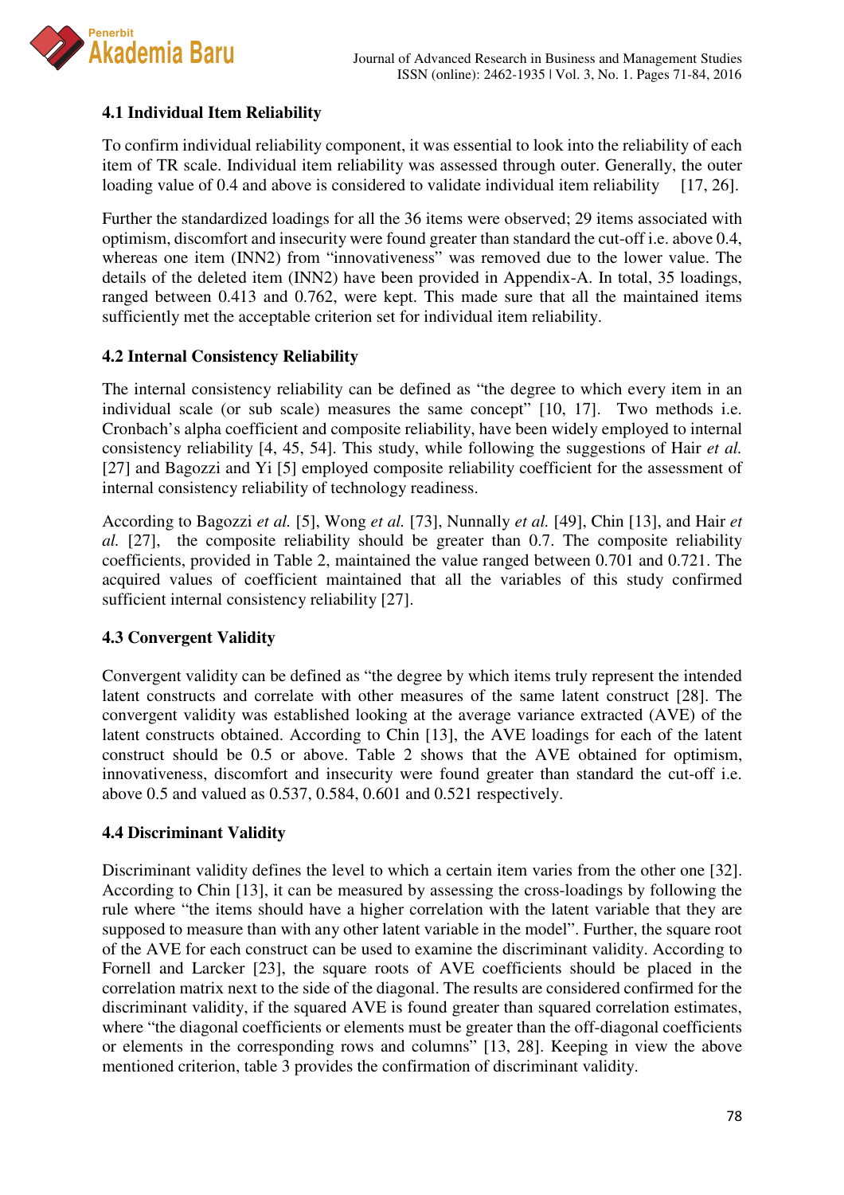### 4.1 Individual Item Reliability

To confirm individual reliability component, it was essential to look into the reliability of each item of TR scale. Individual item reliability was assessed through outer. Generally, the outer loading value of 0.4 and above is considered to validate individual item reliability [17, 26].

Further the standardized loadings for all the 36 items were observed; 29 items associated with optimism, discomfort and insecurity were found greater than standard the cut-off i.e. above 0.4, whereas one item (INN2) from "innovativeness" was removed due to the lower value. The details of the deleted item (INN2) have been provided in Appendix-A. In total, 35 loadings, ranged between 0.413 and 0.762, were kept. This made sure that all the maintained items sufficiently met the acceptable criterion set for individual item reliability.

### 4.2 Internal Consistency Reliability

The internal consistency reliability can be defined as "the degree to which every item in an individual scale (or sub scale) measures the same concept" [10, 17]. Two methods i.e. Cronbach's alpha coefficient and composite reliability, have been widely employed to internal consistency reliability [4, 45, 54]. This study, while following the suggestions of Hair *et al.* [27] and Bagozzi and Yi [5] employed composite reliability coefficient for the assessment of internal consistency reliability of technology readiness.

According to Bagozzi *et al.* [5], Wong *et al.* [73], Nunnally *et al.* [49], Chin [13], and Hair *et al.* [27], the composite reliability should be greater than 0.7. The composite reliability coefficients, provided in Table 2, maintained the value ranged between 0.701 and 0.721. The acquired values of coefficient maintained that all the variables of this study confirmed sufficient internal consistency reliability [27].

### 4.3 Convergent Validity

Convergent validity can be defined as "the degree by which items truly represent the intended latent constructs and correlate with other measures of the same latent construct [28]. The convergent validity was established looking at the average variance extracted (AVE) of the latent constructs obtained. According to Chin [13], the AVE loadings for each of the latent construct should be 0.5 or above. Table 2 shows that the AVE obtained for optimism, innovativeness, discomfort and insecurity were found greater than standard the cut-off i.e. above 0.5 and valued as 0.537, 0.584, 0.601 and 0.521 respectively.

### 4.4 Discriminant Validity

Discriminant validity defines the level to which a certain item varies from the other one [32]. According to Chin [13], it can be measured by assessing the cross-loadings by following the rule where "the items should have a higher correlation with the latent variable that they are supposed to measure than with any other latent variable in the model". Further, the square root of the AVE for each construct can be used to examine the discriminant validity. According to Fornell and Larcker [23], the square roots of AVE coefficients should be placed in the correlation matrix next to the side of the diagonal. The results are considered confirmed for the discriminant validity, if the squared AVE is found greater than squared correlation estimates, where "the diagonal coefficients or elements must be greater than the off-diagonal coefficients or elements in the corresponding rows and columns" [13, 28]. Keeping in view the above mentioned criterion, table 3 provides the confirmation of discriminant validity.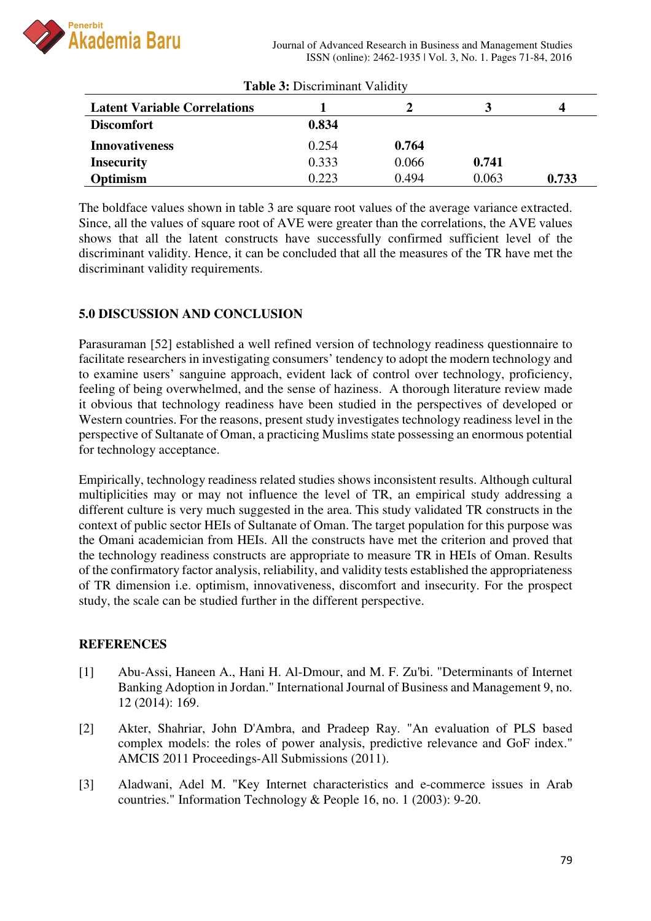**Table 3:** Discriminant Validity

| Latent Variable Correlations | 1 | 2 | 3 | 4 |
|---|---|---|---|---|
| **Discomfort** | **0.834** | | | |
| **Innovativeness** | 0.254 | **0.764** | | |
| **Insecurity** | 0.333 | 0.066 | **0.741** | |
| **Optimism** | 0.223 | 0.494 | 0.063 | **0.733** |

The boldface values shown in table 3 are square root values of the average variance extracted. Since, all the values of square root of AVE were greater than the correlations, the AVE values shows that all the latent constructs have successfully confirmed sufficient level of the discriminant validity. Hence, it can be concluded that all the measures of the TR have met the discriminant validity requirements.

## 5.0 DISCUSSION AND CONCLUSION

Parasuraman [52] established a well refined version of technology readiness questionnaire to facilitate researchers in investigating consumers' tendency to adopt the modern technology and to examine users' sanguine approach, evident lack of control over technology, proficiency, feeling of being overwhelmed, and the sense of haziness. A thorough literature review made it obvious that technology readiness have been studied in the perspectives of developed or Western countries. For the reasons, present study investigates technology readiness level in the perspective of Sultanate of Oman, a practicing Muslims state possessing an enormous potential for technology acceptance.

Empirically, technology readiness related studies shows inconsistent results. Although cultural multiplicities may or may not influence the level of TR, an empirical study addressing a different culture is very much suggested in the area. This study validated TR constructs in the context of public sector HEIs of Sultanate of Oman. The target population for this purpose was the Omani academician from HEIs. All the constructs have met the criterion and proved that the technology readiness constructs are appropriate to measure TR in HEIs of Oman. Results of the confirmatory factor analysis, reliability, and validity tests established the appropriateness of TR dimension i.e. optimism, innovativeness, discomfort and insecurity. For the prospect study, the scale can be studied further in the different perspective.

## REFERENCES

[1] Abu-Assi, Haneen A., Hani H. Al-Dmour, and M. F. Zu'bi. "Determinants of Internet Banking Adoption in Jordan." International Journal of Business and Management 9, no. 12 (2014): 169.

[2] Akter, Shahriar, John D'Ambra, and Pradeep Ray. "An evaluation of PLS based complex models: the roles of power analysis, predictive relevance and GoF index." AMCIS 2011 Proceedings-All Submissions (2011).

[3] Aladwani, Adel M. "Key Internet characteristics and e-commerce issues in Arab countries." Information Technology & People 16, no. 1 (2003): 9-20.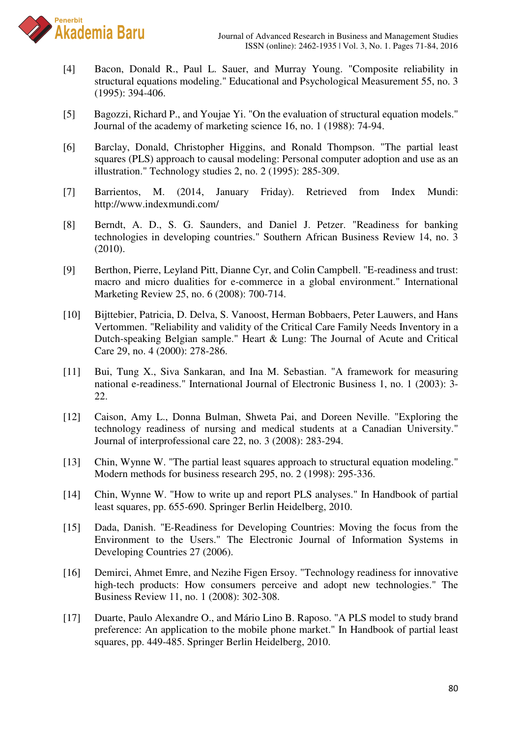[4] Bacon, Donald R., Paul L. Sauer, and Murray Young. "Composite reliability in structural equations modeling." Educational and Psychological Measurement 55, no. 3 (1995): 394-406.

[5] Bagozzi, Richard P., and Youjae Yi. "On the evaluation of structural equation models." Journal of the academy of marketing science 16, no. 1 (1988): 74-94.

[6] Barclay, Donald, Christopher Higgins, and Ronald Thompson. "The partial least squares (PLS) approach to causal modeling: Personal computer adoption and use as an illustration." Technology studies 2, no. 2 (1995): 285-309.

[7] Barrientos, M. (2014, January Friday). Retrieved from Index Mundi: http://www.indexmundi.com/

[8] Berndt, A. D., S. G. Saunders, and Daniel J. Petzer. "Readiness for banking technologies in developing countries." Southern African Business Review 14, no. 3 (2010).

[9] Berthon, Pierre, Leyland Pitt, Dianne Cyr, and Colin Campbell. "E-readiness and trust: macro and micro dualities for e-commerce in a global environment." International Marketing Review 25, no. 6 (2008): 700-714.

[10] Bijttebier, Patricia, D. Delva, S. Vanoost, Herman Bobbaers, Peter Lauwers, and Hans Vertommen. "Reliability and validity of the Critical Care Family Needs Inventory in a Dutch-speaking Belgian sample." Heart & Lung: The Journal of Acute and Critical Care 29, no. 4 (2000): 278-286.

[11] Bui, Tung X., Siva Sankaran, and Ina M. Sebastian. "A framework for measuring national e-readiness." International Journal of Electronic Business 1, no. 1 (2003): 3-22.

[12] Caison, Amy L., Donna Bulman, Shweta Pai, and Doreen Neville. "Exploring the technology readiness of nursing and medical students at a Canadian University." Journal of interprofessional care 22, no. 3 (2008): 283-294.

[13] Chin, Wynne W. "The partial least squares approach to structural equation modeling." Modern methods for business research 295, no. 2 (1998): 295-336.

[14] Chin, Wynne W. "How to write up and report PLS analyses." In Handbook of partial least squares, pp. 655-690. Springer Berlin Heidelberg, 2010.

[15] Dada, Danish. "E-Readiness for Developing Countries: Moving the focus from the Environment to the Users." The Electronic Journal of Information Systems in Developing Countries 27 (2006).

[16] Demirci, Ahmet Emre, and Nezihe Figen Ersoy. "Technology readiness for innovative high-tech products: How consumers perceive and adopt new technologies." The Business Review 11, no. 1 (2008): 302-308.

[17] Duarte, Paulo Alexandre O., and Mário Lino B. Raposo. "A PLS model to study brand preference: An application to the mobile phone market." In Handbook of partial least squares, pp. 449-485. Springer Berlin Heidelberg, 2010.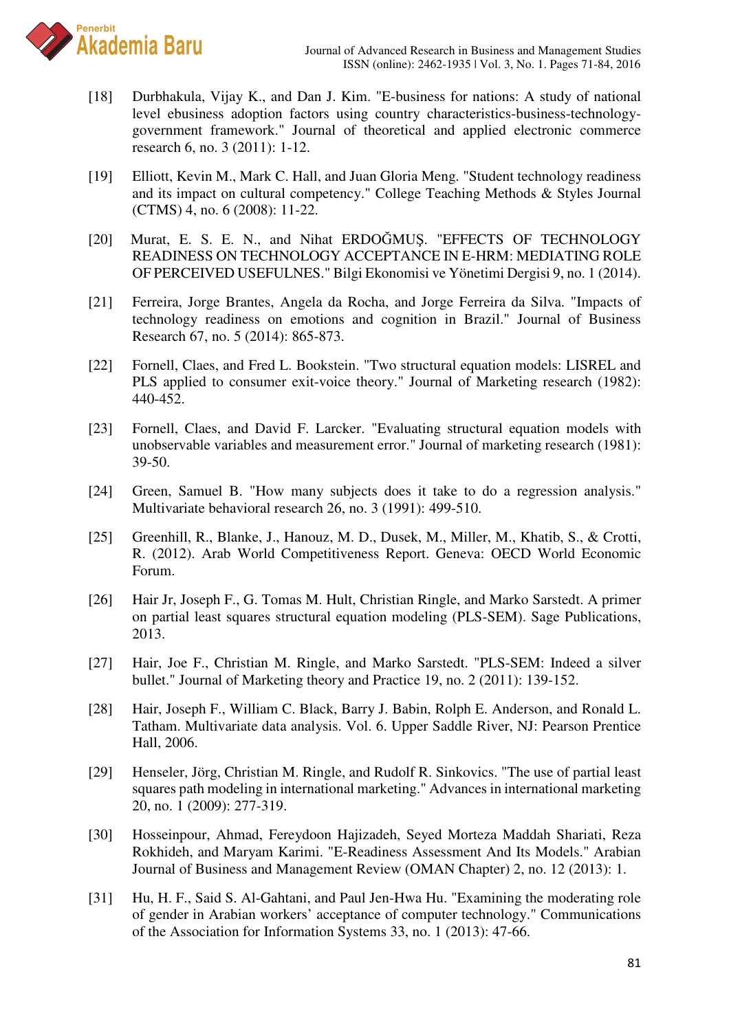[18] Durbhakula, Vijay K., and Dan J. Kim. "E-business for nations: A study of national level ebusiness adoption factors using country characteristics-business-technology-government framework." Journal of theoretical and applied electronic commerce research 6, no. 3 (2011): 1-12.

[19] Elliott, Kevin M., Mark C. Hall, and Juan Gloria Meng. "Student technology readiness and its impact on cultural competency." College Teaching Methods & Styles Journal (CTMS) 4, no. 6 (2008): 11-22.

[20] Murat, E. S. E. N., and Nihat ERDOĞMUŞ. "EFFECTS OF TECHNOLOGY READINESS ON TECHNOLOGY ACCEPTANCE IN E-HRM: MEDIATING ROLE OF PERCEIVED USEFULNES." Bilgi Ekonomisi ve Yönetimi Dergisi 9, no. 1 (2014).

[21] Ferreira, Jorge Brantes, Angela da Rocha, and Jorge Ferreira da Silva. "Impacts of technology readiness on emotions and cognition in Brazil." Journal of Business Research 67, no. 5 (2014): 865-873.

[22] Fornell, Claes, and Fred L. Bookstein. "Two structural equation models: LISREL and PLS applied to consumer exit-voice theory." Journal of Marketing research (1982): 440-452.

[23] Fornell, Claes, and David F. Larcker. "Evaluating structural equation models with unobservable variables and measurement error." Journal of marketing research (1981): 39-50.

[24] Green, Samuel B. "How many subjects does it take to do a regression analysis." Multivariate behavioral research 26, no. 3 (1991): 499-510.

[25] Greenhill, R., Blanke, J., Hanouz, M. D., Dusek, M., Miller, M., Khatib, S., & Crotti, R. (2012). Arab World Competitiveness Report. Geneva: OECD World Economic Forum.

[26] Hair Jr, Joseph F., G. Tomas M. Hult, Christian Ringle, and Marko Sarstedt. A primer on partial least squares structural equation modeling (PLS-SEM). Sage Publications, 2013.

[27] Hair, Joe F., Christian M. Ringle, and Marko Sarstedt. "PLS-SEM: Indeed a silver bullet." Journal of Marketing theory and Practice 19, no. 2 (2011): 139-152.

[28] Hair, Joseph F., William C. Black, Barry J. Babin, Rolph E. Anderson, and Ronald L. Tatham. Multivariate data analysis. Vol. 6. Upper Saddle River, NJ: Pearson Prentice Hall, 2006.

[29] Henseler, Jörg, Christian M. Ringle, and Rudolf R. Sinkovics. "The use of partial least squares path modeling in international marketing." Advances in international marketing 20, no. 1 (2009): 277-319.

[30] Hosseinpour, Ahmad, Fereydoon Hajizadeh, Seyed Morteza Maddah Shariati, Reza Rokhideh, and Maryam Karimi. "E-Readiness Assessment And Its Models." Arabian Journal of Business and Management Review (OMAN Chapter) 2, no. 12 (2013): 1.

[31] Hu, H. F., Said S. Al-Gahtani, and Paul Jen-Hwa Hu. "Examining the moderating role of gender in Arabian workers' acceptance of computer technology." Communications of the Association for Information Systems 33, no. 1 (2013): 47-66.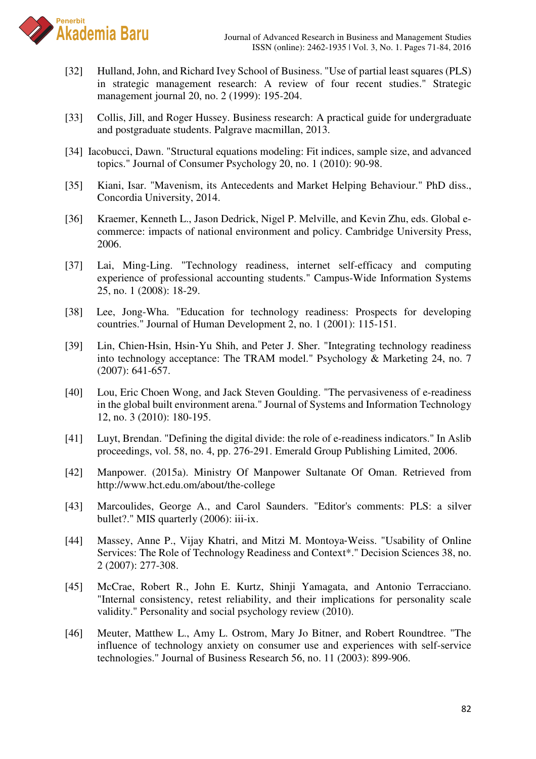[32] Hulland, John, and Richard Ivey School of Business. "Use of partial least squares (PLS) in strategic management research: A review of four recent studies." Strategic management journal 20, no. 2 (1999): 195-204.

[33] Collis, Jill, and Roger Hussey. Business research: A practical guide for undergraduate and postgraduate students. Palgrave macmillan, 2013.

[34] Iacobucci, Dawn. "Structural equations modeling: Fit indices, sample size, and advanced topics." Journal of Consumer Psychology 20, no. 1 (2010): 90-98.

[35] Kiani, Isar. "Mavenism, its Antecedents and Market Helping Behaviour." PhD diss., Concordia University, 2014.

[36] Kraemer, Kenneth L., Jason Dedrick, Nigel P. Melville, and Kevin Zhu, eds. Global e-commerce: impacts of national environment and policy. Cambridge University Press, 2006.

[37] Lai, Ming-Ling. "Technology readiness, internet self-efficacy and computing experience of professional accounting students." Campus-Wide Information Systems 25, no. 1 (2008): 18-29.

[38] Lee, Jong-Wha. "Education for technology readiness: Prospects for developing countries." Journal of Human Development 2, no. 1 (2001): 115-151.

[39] Lin, Chien-Hsin, Hsin-Yu Shih, and Peter J. Sher. "Integrating technology readiness into technology acceptance: The TRAM model." Psychology & Marketing 24, no. 7 (2007): 641-657.

[40] Lou, Eric Choen Wong, and Jack Steven Goulding. "The pervasiveness of e-readiness in the global built environment arena." Journal of Systems and Information Technology 12, no. 3 (2010): 180-195.

[41] Luyt, Brendan. "Defining the digital divide: the role of e-readiness indicators." In Aslib proceedings, vol. 58, no. 4, pp. 276-291. Emerald Group Publishing Limited, 2006.

[42] Manpower. (2015a). Ministry Of Manpower Sultanate Of Oman. Retrieved from http://www.hct.edu.om/about/the-college

[43] Marcoulides, George A., and Carol Saunders. "Editor's comments: PLS: a silver bullet?." MIS quarterly (2006): iii-ix.

[44] Massey, Anne P., Vijay Khatri, and Mitzi M. Montoya-Weiss. "Usability of Online Services: The Role of Technology Readiness and Context*." Decision Sciences 38, no. 2 (2007): 277-308.

[45] McCrae, Robert R., John E. Kurtz, Shinji Yamagata, and Antonio Terracciano. "Internal consistency, retest reliability, and their implications for personality scale validity." Personality and social psychology review (2010).

[46] Meuter, Matthew L., Amy L. Ostrom, Mary Jo Bitner, and Robert Roundtree. "The influence of technology anxiety on consumer use and experiences with self-service technologies." Journal of Business Research 56, no. 11 (2003): 899-906.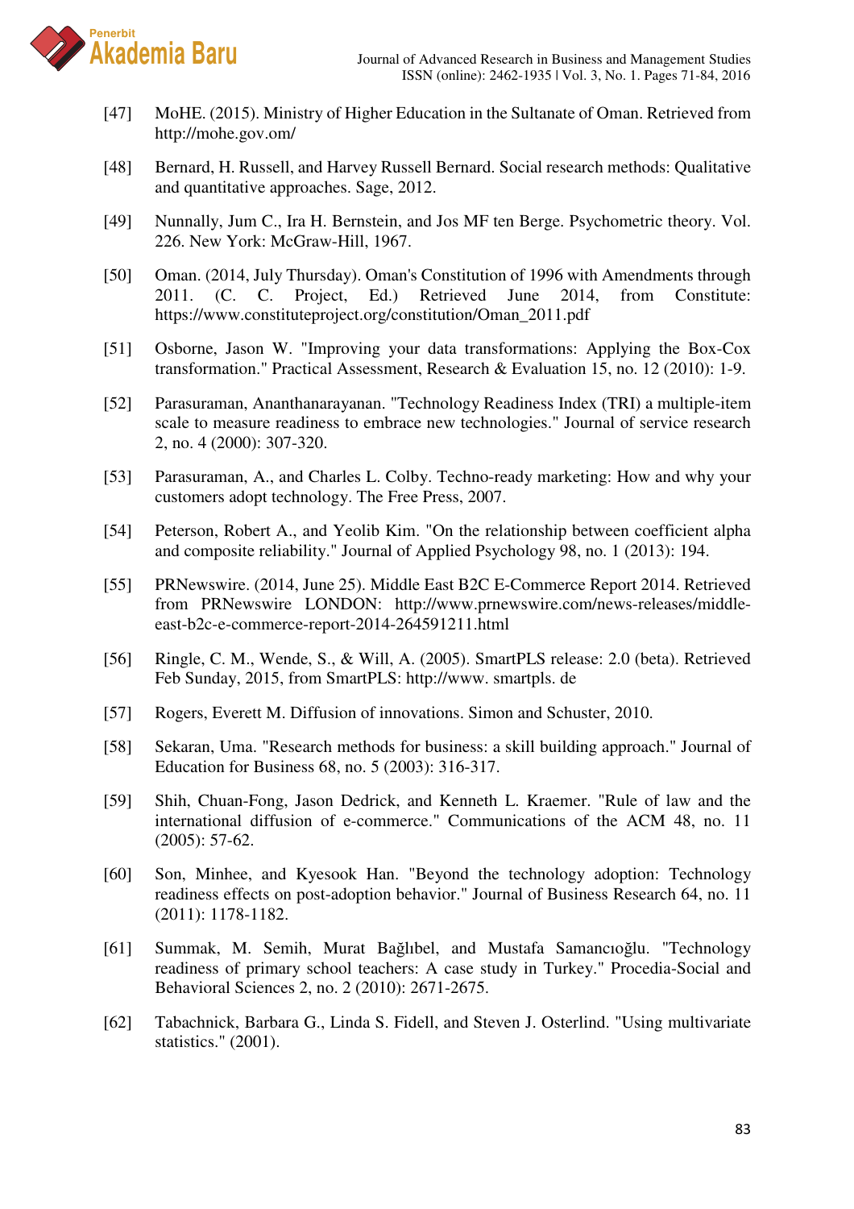[47] MoHE. (2015). Ministry of Higher Education in the Sultanate of Oman. Retrieved from http://mohe.gov.om/

[48] Bernard, H. Russell, and Harvey Russell Bernard. Social research methods: Qualitative and quantitative approaches. Sage, 2012.

[49] Nunnally, Jum C., Ira H. Bernstein, and Jos MF ten Berge. Psychometric theory. Vol. 226. New York: McGraw-Hill, 1967.

[50] Oman. (2014, July Thursday). Oman's Constitution of 1996 with Amendments through 2011. (C. C. Project, Ed.) Retrieved June 2014, from Constitute: https://www.constituteproject.org/constitution/Oman_2011.pdf

[51] Osborne, Jason W. "Improving your data transformations: Applying the Box-Cox transformation." Practical Assessment, Research & Evaluation 15, no. 12 (2010): 1-9.

[52] Parasuraman, Ananthanarayanan. "Technology Readiness Index (TRI) a multiple-item scale to measure readiness to embrace new technologies." Journal of service research 2, no. 4 (2000): 307-320.

[53] Parasuraman, A., and Charles L. Colby. Techno-ready marketing: How and why your customers adopt technology. The Free Press, 2007.

[54] Peterson, Robert A., and Yeolib Kim. "On the relationship between coefficient alpha and composite reliability." Journal of Applied Psychology 98, no. 1 (2013): 194.

[55] PRNewswire. (2014, June 25). Middle East B2C E-Commerce Report 2014. Retrieved from PRNewswire LONDON: http://www.prnewswire.com/news-releases/middle-east-b2c-e-commerce-report-2014-264591211.html

[56] Ringle, C. M., Wende, S., & Will, A. (2005). SmartPLS release: 2.0 (beta). Retrieved Feb Sunday, 2015, from SmartPLS: http://www. smartpls. de

[57] Rogers, Everett M. Diffusion of innovations. Simon and Schuster, 2010.

[58] Sekaran, Uma. "Research methods for business: a skill building approach." Journal of Education for Business 68, no. 5 (2003): 316-317.

[59] Shih, Chuan-Fong, Jason Dedrick, and Kenneth L. Kraemer. "Rule of law and the international diffusion of e-commerce." Communications of the ACM 48, no. 11 (2005): 57-62.

[60] Son, Minhee, and Kyesook Han. "Beyond the technology adoption: Technology readiness effects on post-adoption behavior." Journal of Business Research 64, no. 11 (2011): 1178-1182.

[61] Summak, M. Semih, Murat Bağlıbel, and Mustafa Samancıoğlu. "Technology readiness of primary school teachers: A case study in Turkey." Procedia-Social and Behavioral Sciences 2, no. 2 (2010): 2671-2675.

[62] Tabachnick, Barbara G., Linda S. Fidell, and Steven J. Osterlind. "Using multivariate statistics." (2001).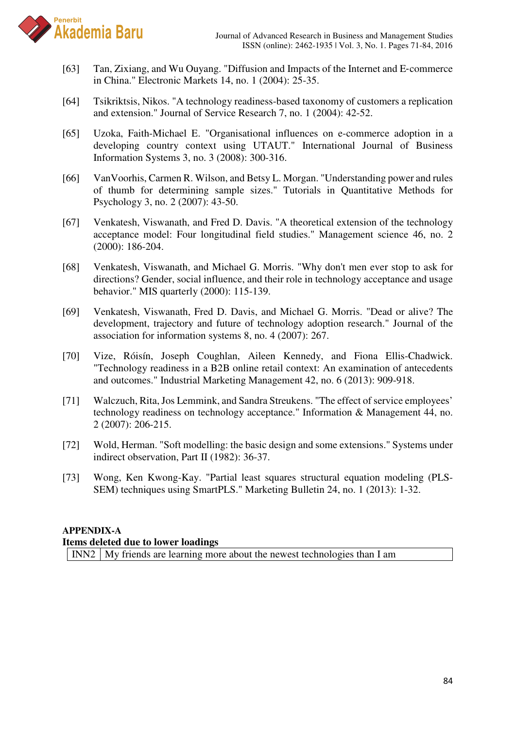[63] Tan, Zixiang, and Wu Ouyang. "Diffusion and Impacts of the Internet and E-commerce in China." Electronic Markets 14, no. 1 (2004): 25-35.

[64] Tsikriktsis, Nikos. "A technology readiness-based taxonomy of customers a replication and extension." Journal of Service Research 7, no. 1 (2004): 42-52.

[65] Uzoka, Faith-Michael E. "Organisational influences on e-commerce adoption in a developing country context using UTAUT." International Journal of Business Information Systems 3, no. 3 (2008): 300-316.

[66] VanVoorhis, Carmen R. Wilson, and Betsy L. Morgan. "Understanding power and rules of thumb for determining sample sizes." Tutorials in Quantitative Methods for Psychology 3, no. 2 (2007): 43-50.

[67] Venkatesh, Viswanath, and Fred D. Davis. "A theoretical extension of the technology acceptance model: Four longitudinal field studies." Management science 46, no. 2 (2000): 186-204.

[68] Venkatesh, Viswanath, and Michael G. Morris. "Why don't men ever stop to ask for directions? Gender, social influence, and their role in technology acceptance and usage behavior." MIS quarterly (2000): 115-139.

[69] Venkatesh, Viswanath, Fred D. Davis, and Michael G. Morris. "Dead or alive? The development, trajectory and future of technology adoption research." Journal of the association for information systems 8, no. 4 (2007): 267.

[70] Vize, Róisín, Joseph Coughlan, Aileen Kennedy, and Fiona Ellis-Chadwick. "Technology readiness in a B2B online retail context: An examination of antecedents and outcomes." Industrial Marketing Management 42, no. 6 (2013): 909-918.

[71] Walczuch, Rita, Jos Lemmink, and Sandra Streukens. "The effect of service employees' technology readiness on technology acceptance." Information & Management 44, no. 2 (2007): 206-215.

[72] Wold, Herman. "Soft modelling: the basic design and some extensions." Systems under indirect observation, Part II (1982): 36-37.

[73] Wong, Ken Kwong-Kay. "Partial least squares structural equation modeling (PLS-SEM) techniques using SmartPLS." Marketing Bulletin 24, no. 1 (2013): 1-32.

**APPENDIX-A**

**Items deleted due to lower loadings**

| | |
|---|---|
| INN2 | My friends are learning more about the newest technologies than I am |